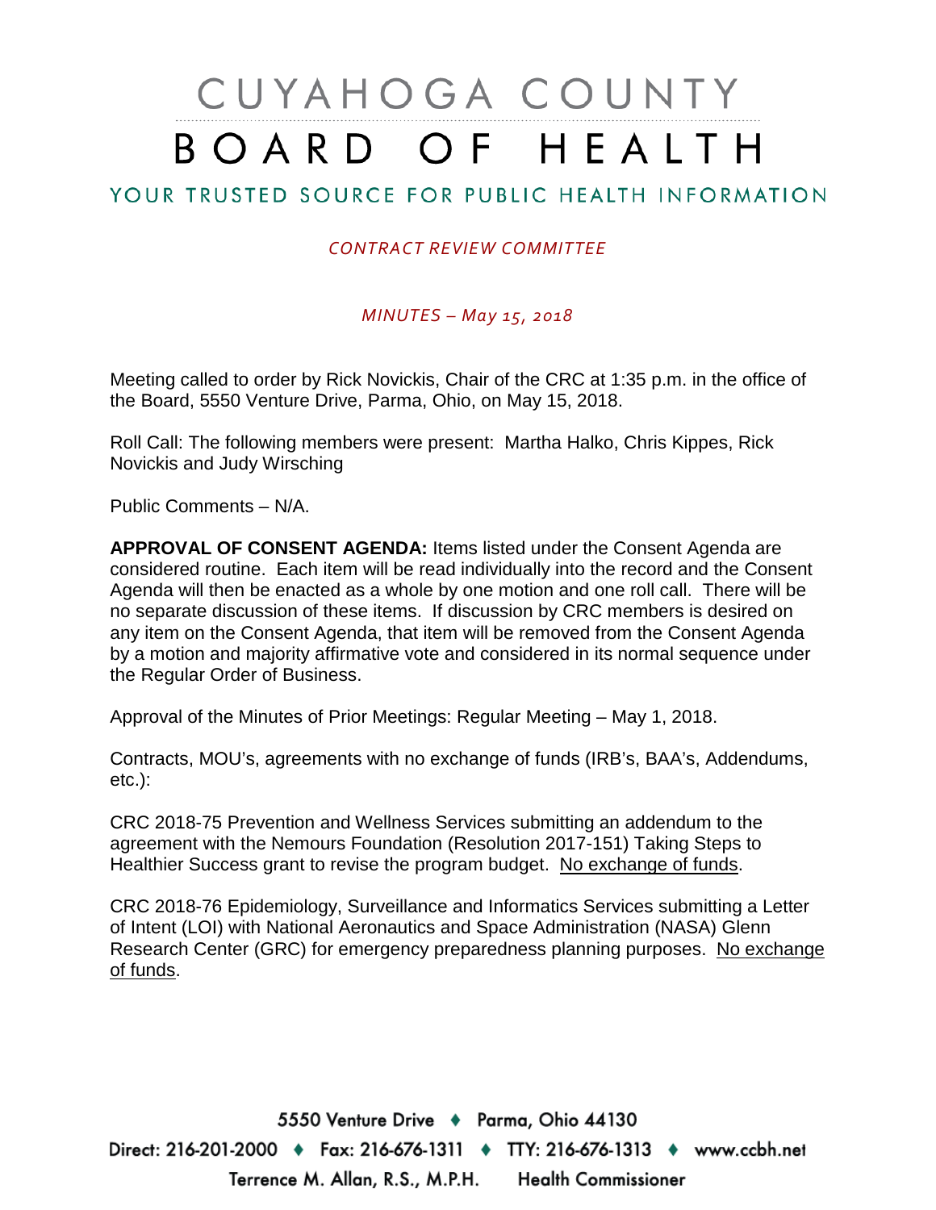# CUYAHOGA COUNTY BOARD OF HEALTH

## YOUR TRUSTED SOURCE FOR PUBLIC HEALTH INFORMATION

*CONTRACT REVIEW COMMITTEE*

*MINUTES – May 15, 2018*

Meeting called to order by Rick Novickis, Chair of the CRC at 1:35 p.m. in the office of the Board, 5550 Venture Drive, Parma, Ohio, on May 15, 2018.

Roll Call: The following members were present: Martha Halko, Chris Kippes, Rick Novickis and Judy Wirsching

Public Comments – N/A.

**APPROVAL OF CONSENT AGENDA:** Items listed under the Consent Agenda are considered routine. Each item will be read individually into the record and the Consent Agenda will then be enacted as a whole by one motion and one roll call. There will be no separate discussion of these items. If discussion by CRC members is desired on any item on the Consent Agenda, that item will be removed from the Consent Agenda by a motion and majority affirmative vote and considered in its normal sequence under the Regular Order of Business.

Approval of the Minutes of Prior Meetings: Regular Meeting – May 1, 2018.

Contracts, MOU's, agreements with no exchange of funds (IRB's, BAA's, Addendums, etc.):

CRC 2018-75 Prevention and Wellness Services submitting an addendum to the agreement with the Nemours Foundation (Resolution 2017-151) Taking Steps to Healthier Success grant to revise the program budget. No exchange of funds.

CRC 2018-76 Epidemiology, Surveillance and Informatics Services submitting a Letter of Intent (LOI) with National Aeronautics and Space Administration (NASA) Glenn Research Center (GRC) for emergency preparedness planning purposes. No exchange of funds.

5550 Venture Drive ♦ Parma, Ohio 44130
Direct: 216-201-2000 ♦ Fax: 216-676-1311 ♦ TTY: 216-676-1313 ♦ www.ccbh.net
Terrence M. Allan, R.S., M.P.H. Health Commissioner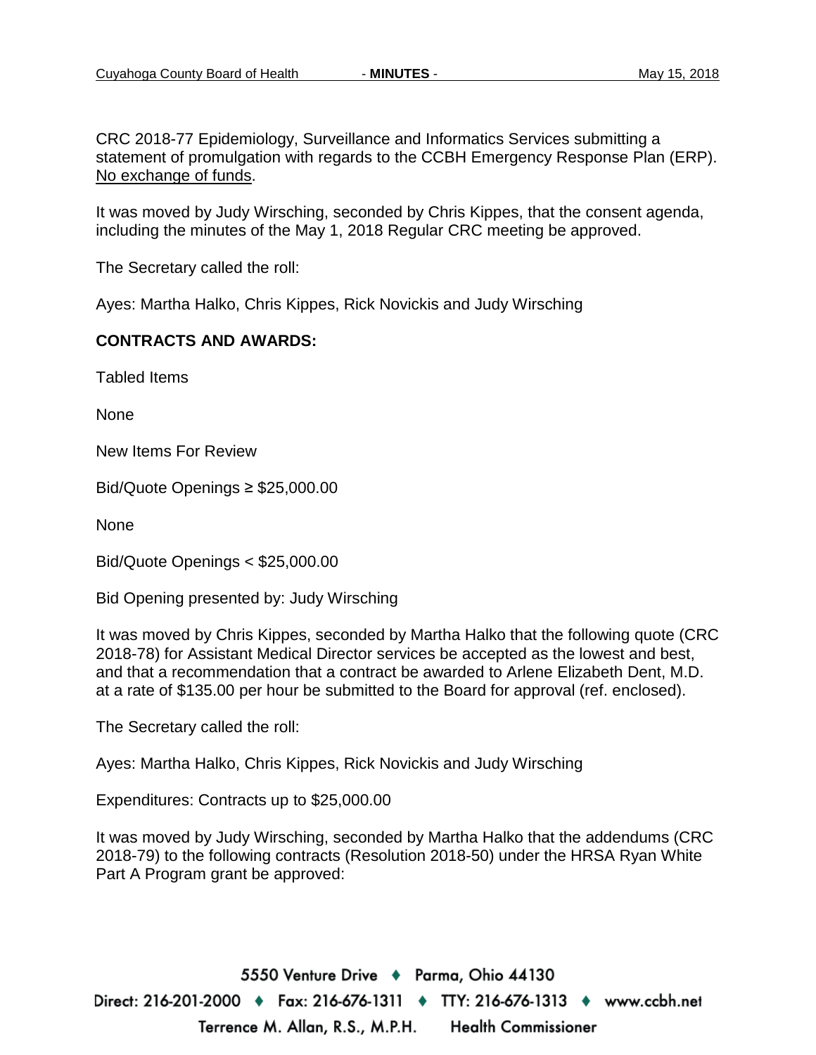CRC 2018-77 Epidemiology, Surveillance and Informatics Services submitting a statement of promulgation with regards to the CCBH Emergency Response Plan (ERP). No exchange of funds.

It was moved by Judy Wirsching, seconded by Chris Kippes, that the consent agenda, including the minutes of the May 1, 2018 Regular CRC meeting be approved.

The Secretary called the roll:

Ayes: Martha Halko, Chris Kippes, Rick Novickis and Judy Wirsching

**CONTRACTS AND AWARDS:**

Tabled Items

None

New Items For Review

Bid/Quote Openings ≥ $25,000.00

None

Bid/Quote Openings < $25,000.00

Bid Opening presented by: Judy Wirsching

It was moved by Chris Kippes, seconded by Martha Halko that the following quote (CRC 2018-78) for Assistant Medical Director services be accepted as the lowest and best, and that a recommendation that a contract be awarded to Arlene Elizabeth Dent, M.D. at a rate of $135.00 per hour be submitted to the Board for approval (ref. enclosed).

The Secretary called the roll:

Ayes: Martha Halko, Chris Kippes, Rick Novickis and Judy Wirsching

Expenditures: Contracts up to $25,000.00

It was moved by Judy Wirsching, seconded by Martha Halko that the addendums (CRC 2018-79) to the following contracts (Resolution 2018-50) under the HRSA Ryan White Part A Program grant be approved: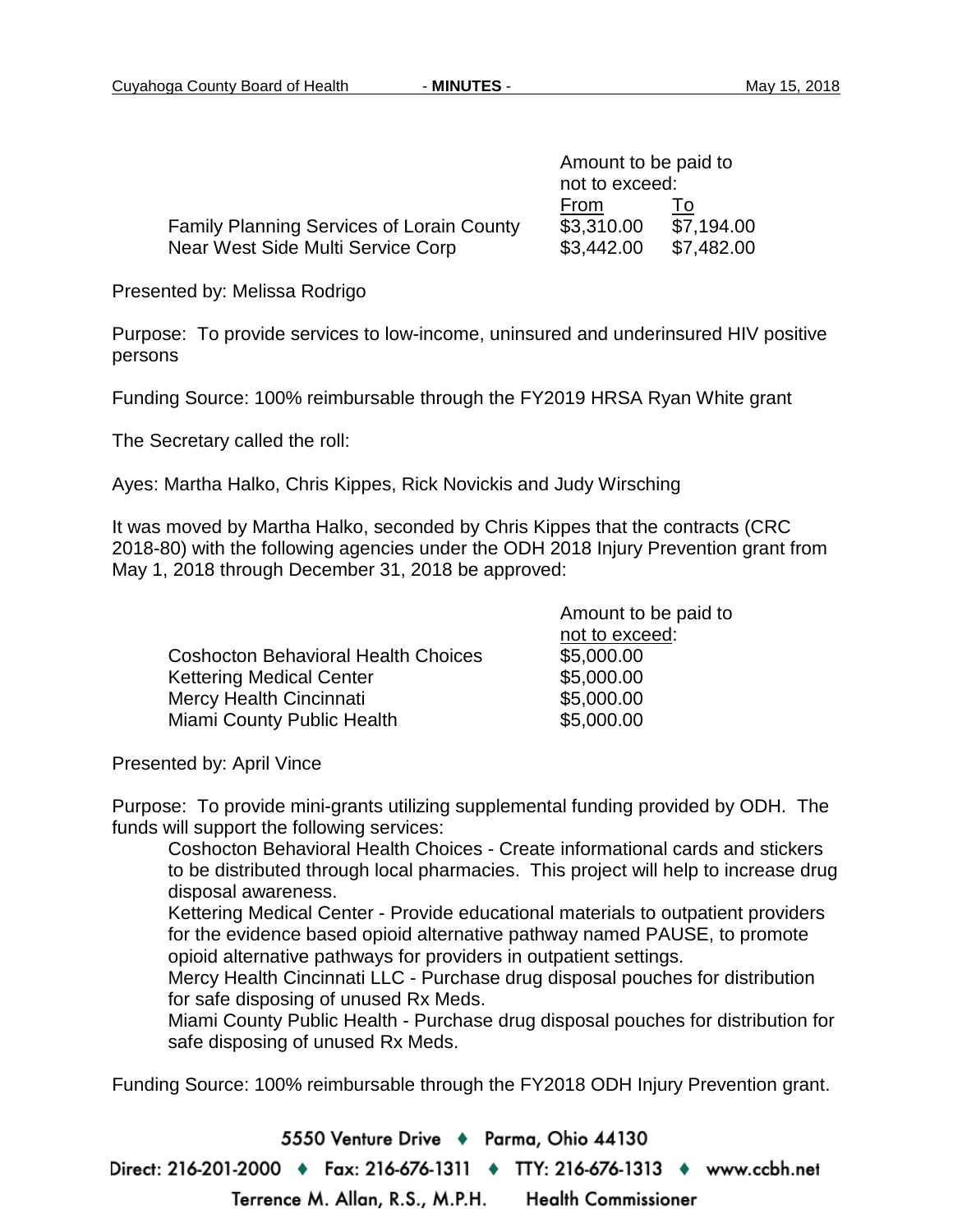| | Amount to be paid to not to exceed: | |
|---|---|---|
| | From | To |
| Family Planning Services of Lorain County | $3,310.00 | $7,194.00 |
| Near West Side Multi Service Corp | $3,442.00 | $7,482.00 |

Presented by: Melissa Rodrigo

Purpose: To provide services to low-income, uninsured and underinsured HIV positive persons

Funding Source: 100% reimbursable through the FY2019 HRSA Ryan White grant

The Secretary called the roll:

Ayes: Martha Halko, Chris Kippes, Rick Novickis and Judy Wirsching

It was moved by Martha Halko, seconded by Chris Kippes that the contracts (CRC 2018-80) with the following agencies under the ODH 2018 Injury Prevention grant from May 1, 2018 through December 31, 2018 be approved:

| | Amount to be paid to not to exceed: |
|---|---|
| Coshocton Behavioral Health Choices | $5,000.00 |
| Kettering Medical Center | $5,000.00 |
| Mercy Health Cincinnati | $5,000.00 |
| Miami County Public Health | $5,000.00 |

Presented by: April Vince

Purpose: To provide mini-grants utilizing supplemental funding provided by ODH. The funds will support the following services:

Coshocton Behavioral Health Choices - Create informational cards and stickers to be distributed through local pharmacies. This project will help to increase drug disposal awareness.

Kettering Medical Center - Provide educational materials to outpatient providers for the evidence based opioid alternative pathway named PAUSE, to promote opioid alternative pathways for providers in outpatient settings.

Mercy Health Cincinnati LLC - Purchase drug disposal pouches for distribution for safe disposing of unused Rx Meds.

Miami County Public Health - Purchase drug disposal pouches for distribution for safe disposing of unused Rx Meds.

Funding Source: 100% reimbursable through the FY2018 ODH Injury Prevention grant.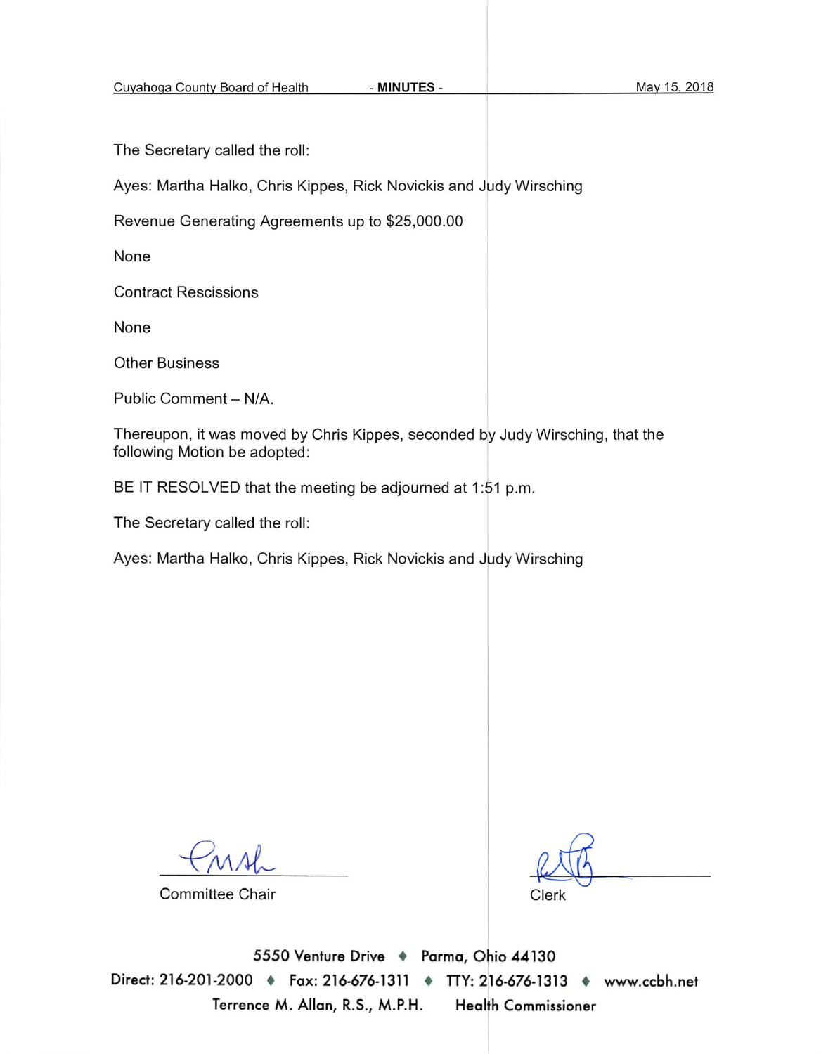The Secretary called the roll:

Ayes: Martha Halko, Chris Kippes, Rick Novickis and Judy Wirsching

Revenue Generating Agreements up to $25,000.00

None

Contract Rescissions

None

Other Business

Public Comment – N/A.

Thereupon, it was moved by Chris Kippes, seconded by Judy Wirsching, that the following Motion be adopted:

BE IT RESOLVED that the meeting be adjourned at 1:51 p.m.

The Secretary called the roll:

Ayes: Martha Halko, Chris Kippes, Rick Novickis and Judy Wirsching

Committee Chair

Clerk

5550 Venture Drive ♦ Parma, Ohio 44130
Direct: 216-201-2000 ♦ Fax: 216-676-1311 ♦ TTY: 216-676-1313 ♦ www.ccbh.net
Terrence M. Allan, R.S., M.P.H. Health Commissioner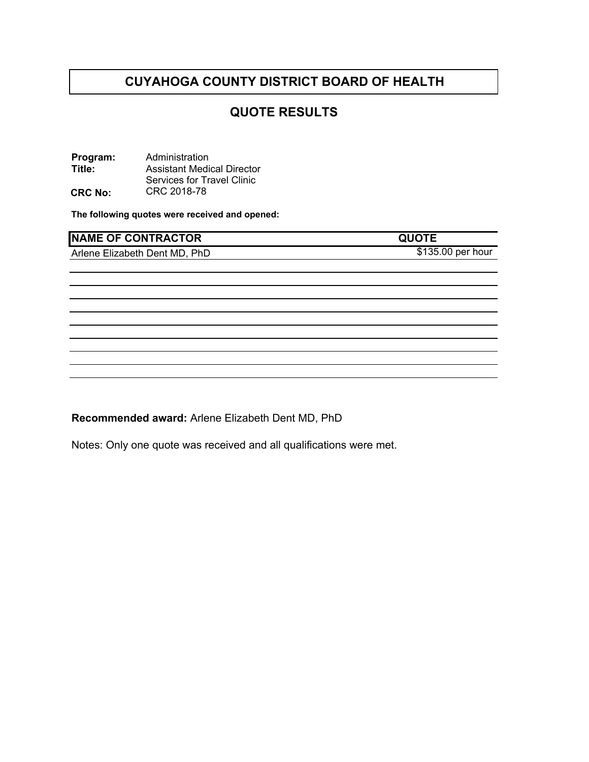# CUYAHOGA COUNTY DISTRICT BOARD OF HEALTH

## QUOTE RESULTS

**Program:** Administration
**Title:** Assistant Medical Director Services for Travel Clinic
**CRC No:** CRC 2018-78

**The following quotes were received and opened:**

| NAME OF CONTRACTOR | QUOTE |
| --- | --- |
| Arlene Elizabeth Dent MD, PhD | $135.00 per hour |
| | |
| | |
| | |
| | |
| | |
| | |
| | |
| | |
| | |

**Recommended award:** Arlene Elizabeth Dent MD, PhD

Notes: Only one quote was received and all qualifications were met.